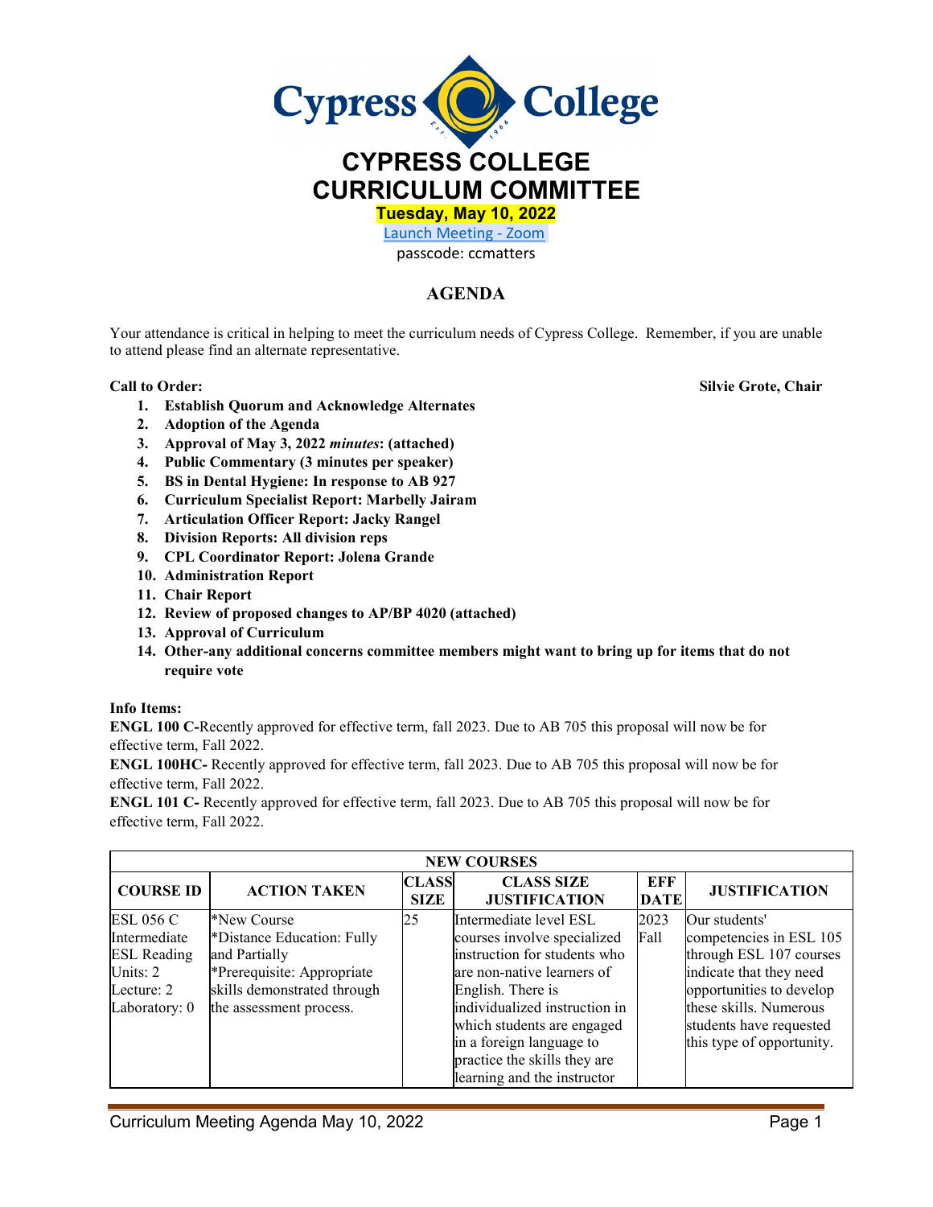# CYPRESS COLLEGE CURRICULUM COMMITTEE

**Tuesday, May 10, 2022**

Launch Meeting - Zoom

passcode: ccmatters

## AGENDA

Your attendance is critical in helping to meet the curriculum needs of Cypress College. Remember, if you are unable to attend please find an alternate representative.

**Call to Order:** **Silvie Grote, Chair**

1. **Establish Quorum and Acknowledge Alternates**
2. **Adoption of the Agenda**
3. **Approval of May 3, 2022 *minutes*: (attached)**
4. **Public Commentary (3 minutes per speaker)**
5. **BS in Dental Hygiene: In response to AB 927**
6. **Curriculum Specialist Report: Marbelly Jairam**
7. **Articulation Officer Report: Jacky Rangel**
8. **Division Reports: All division reps**
9. **CPL Coordinator Report: Jolena Grande**
10. **Administration Report**
11. **Chair Report**
12. **Review of proposed changes to AP/BP 4020 (attached)**
13. **Approval of Curriculum**
14. **Other-any additional concerns committee members might want to bring up for items that do not require vote**

**Info Items:**

**ENGL 100 C-**Recently approved for effective term, fall 2023. Due to AB 705 this proposal will now be for effective term, Fall 2022.

**ENGL 100HC-** Recently approved for effective term, fall 2023. Due to AB 705 this proposal will now be for effective term, Fall 2022.

**ENGL 101 C-** Recently approved for effective term, fall 2023. Due to AB 705 this proposal will now be for effective term, Fall 2022.

| NEW COURSES | | | | | |
|---|---|---|---|---|---|
| **COURSE ID** | **ACTION TAKEN** | **CLASS SIZE** | **CLASS SIZE JUSTIFICATION** | **EFF DATE** | **JUSTIFICATION** |
| ESL 056 C Intermediate ESL Reading Units: 2 Lecture: 2 Laboratory: 0 | *New Course *Distance Education: Fully and Partially *Prerequisite: Appropriate skills demonstrated through the assessment process. | 25 | Intermediate level ESL courses involve specialized instruction for students who are non-native learners of English. There is individualized instruction in which students are engaged in a foreign language to practice the skills they are learning and the instructor | 2023 Fall | Our students' competencies in ESL 105 through ESL 107 courses indicate that they need opportunities to develop these skills. Numerous students have requested this type of opportunity. |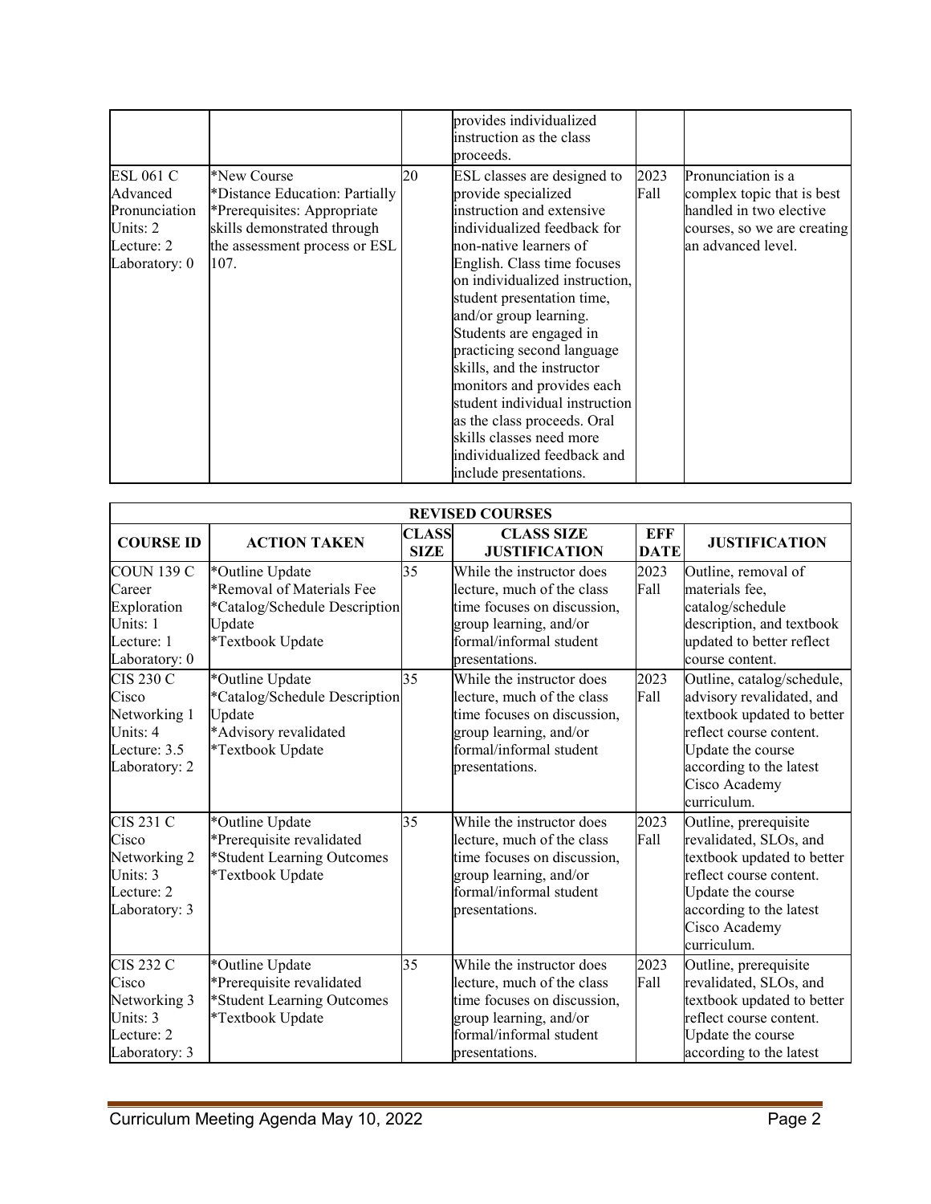| | | | provides individualized instruction as the class proceeds. | | |
|---|---|---|---|---|---|
| ESL 061 C Advanced Pronunciation Units: 2 Lecture: 2 Laboratory: 0 | *New Course *Distance Education: Partially *Prerequisites: Appropriate skills demonstrated through the assessment process or ESL 107. | 20 | ESL classes are designed to provide specialized instruction and extensive individualized feedback for non-native learners of English. Class time focuses on individualized instruction, student presentation time, and/or group learning. Students are engaged in practicing second language skills, and the instructor monitors and provides each student individual instruction as the class proceeds. Oral skills classes need more individualized feedback and include presentations. | 2023 Fall | Pronunciation is a complex topic that is best handled in two elective courses, so we are creating an advanced level. |

| **REVISED COURSES** | | | | | |
|---|---|---|---|---|---|
| **COURSE ID** | **ACTION TAKEN** | **CLASS SIZE** | **CLASS SIZE JUSTIFICATION** | **EFF DATE** | **JUSTIFICATION** |
| COUN 139 C Career Exploration Units: 1 Lecture: 1 Laboratory: 0 | *Outline Update *Removal of Materials Fee *Catalog/Schedule Description Update *Textbook Update | 35 | While the instructor does lecture, much of the class time focuses on discussion, group learning, and/or formal/informal student presentations. | 2023 Fall | Outline, removal of materials fee, catalog/schedule description, and textbook updated to better reflect course content. |
| CIS 230 C Cisco Networking 1 Units: 4 Lecture: 3.5 Laboratory: 2 | *Outline Update *Catalog/Schedule Description Update *Advisory revalidated *Textbook Update | 35 | While the instructor does lecture, much of the class time focuses on discussion, group learning, and/or formal/informal student presentations. | 2023 Fall | Outline, catalog/schedule, advisory revalidated, and textbook updated to better reflect course content. Update the course according to the latest Cisco Academy curriculum. |
| CIS 231 C Cisco Networking 2 Units: 3 Lecture: 2 Laboratory: 3 | *Outline Update *Prerequisite revalidated *Student Learning Outcomes *Textbook Update | 35 | While the instructor does lecture, much of the class time focuses on discussion, group learning, and/or formal/informal student presentations. | 2023 Fall | Outline, prerequisite revalidated, SLOs, and textbook updated to better reflect course content. Update the course according to the latest Cisco Academy curriculum. |
| CIS 232 C Cisco Networking 3 Units: 3 Lecture: 2 Laboratory: 3 | *Outline Update *Prerequisite revalidated *Student Learning Outcomes *Textbook Update | 35 | While the instructor does lecture, much of the class time focuses on discussion, group learning, and/or formal/informal student presentations. | 2023 Fall | Outline, prerequisite revalidated, SLOs, and textbook updated to better reflect course content. Update the course according to the latest |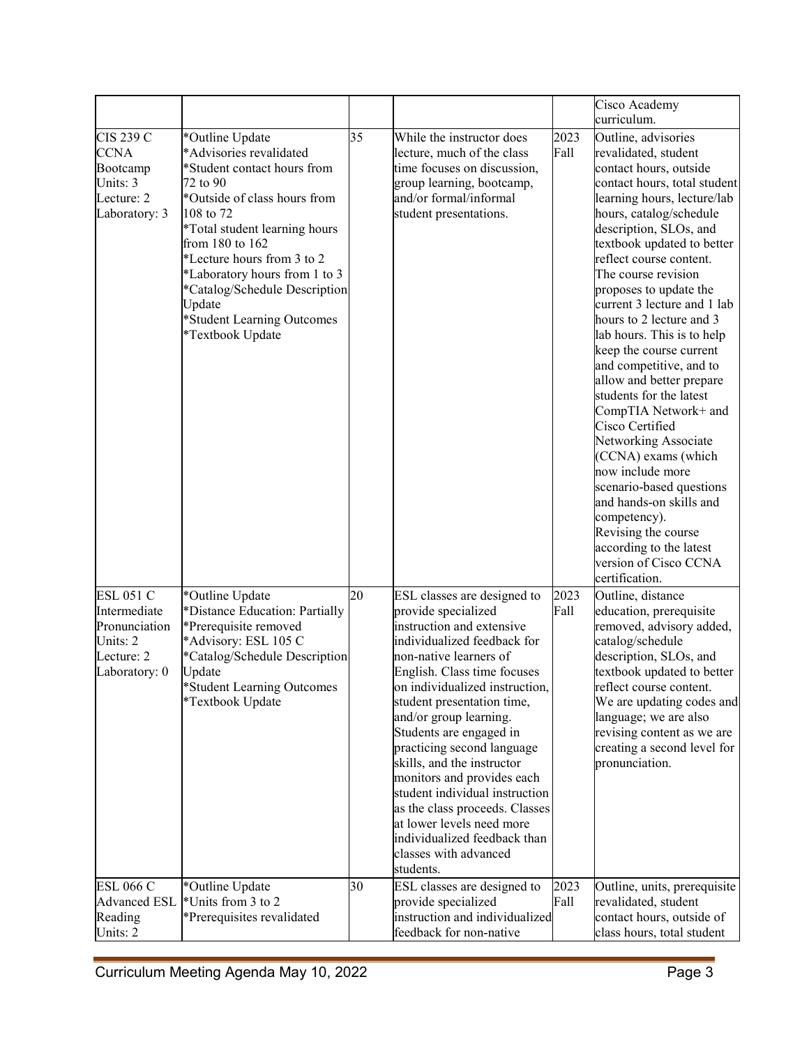| | | | | | |
|---|---|---|---|---|---|
| | | | | | Cisco Academy curriculum. |
| CIS 239 C CCNA Bootcamp Units: 3 Lecture: 2 Laboratory: 3 | *Outline Update *Advisories revalidated *Student contact hours from 72 to 90 *Outside of class hours from 108 to 72 *Total student learning hours from 180 to 162 *Lecture hours from 3 to 2 *Laboratory hours from 1 to 3 *Catalog/Schedule Description Update *Student Learning Outcomes *Textbook Update | 35 | While the instructor does lecture, much of the class time focuses on discussion, group learning, bootcamp, and/or formal/informal student presentations. | 2023 Fall | Outline, advisories revalidated, student contact hours, outside contact hours, total student learning hours, lecture/lab hours, catalog/schedule description, SLOs, and textbook updated to better reflect course content. The course revision proposes to update the current 3 lecture and 1 lab hours to 2 lecture and 3 lab hours. This is to help keep the course current and competitive, and to allow and better prepare students for the latest CompTIA Network+ and Cisco Certified Networking Associate (CCNA) exams (which now include more scenario-based questions and hands-on skills and competency). Revising the course according to the latest version of Cisco CCNA certification. |
| ESL 051 C Intermediate Pronunciation Units: 2 Lecture: 2 Laboratory: 0 | *Outline Update *Distance Education: Partially *Prerequisite removed *Advisory: ESL 105 C *Catalog/Schedule Description Update *Student Learning Outcomes *Textbook Update | 20 | ESL classes are designed to provide specialized instruction and extensive individualized feedback for non-native learners of English. Class time focuses on individualized instruction, student presentation time, and/or group learning. Students are engaged in practicing second language skills, and the instructor monitors and provides each student individual instruction as the class proceeds. Classes at lower levels need more individualized feedback than classes with advanced students. | 2023 Fall | Outline, distance education, prerequisite removed, advisory added, catalog/schedule description, SLOs, and textbook updated to better reflect course content. We are updating codes and language; we are also revising content as we are creating a second level for pronunciation. |
| ESL 066 C Advanced ESL Reading Units: 2 | *Outline Update *Units from 3 to 2 *Prerequisites revalidated | 30 | ESL classes are designed to provide specialized instruction and individualized feedback for non-native | 2023 Fall | Outline, units, prerequisite revalidated, student contact hours, outside of class hours, total student |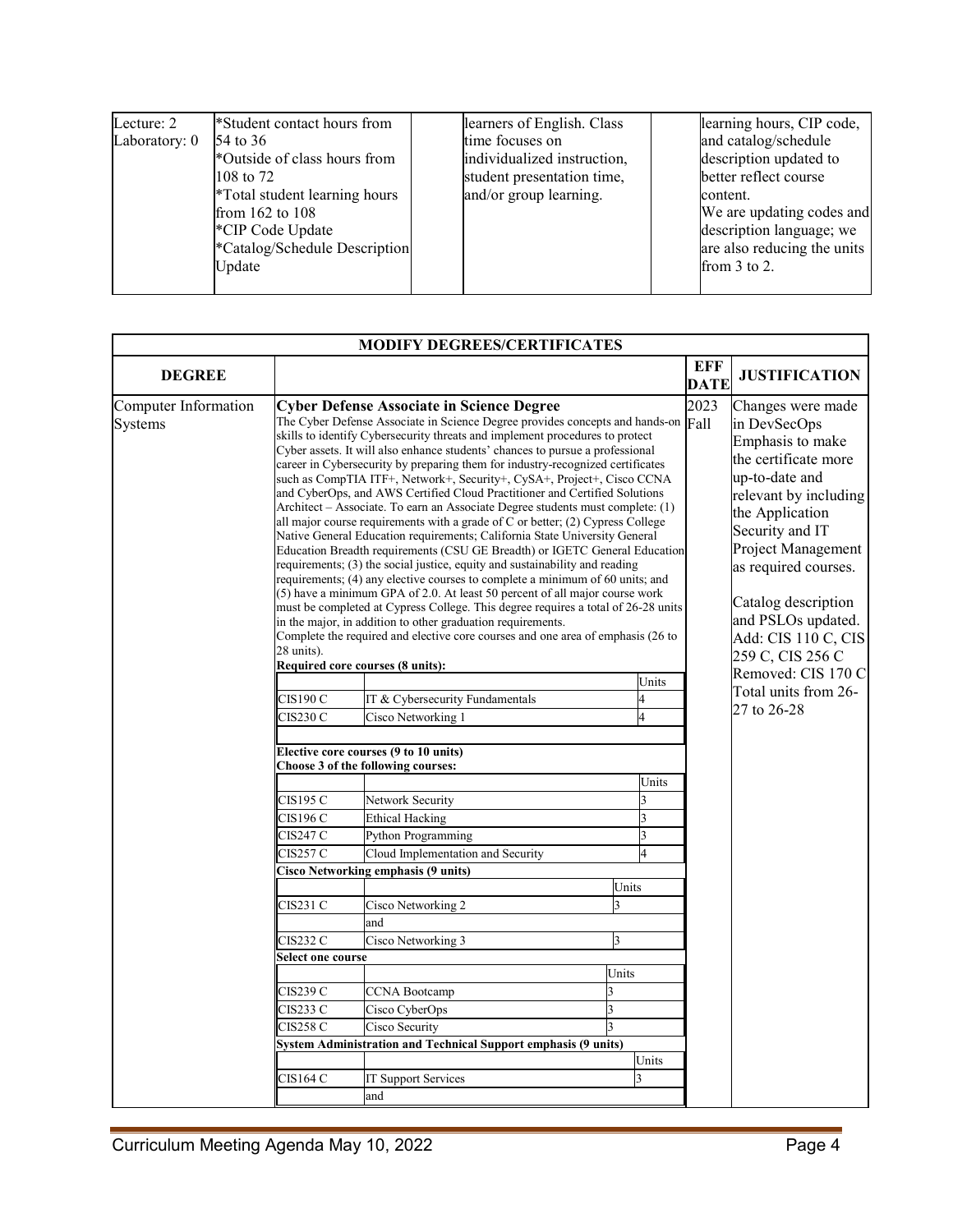| | | | | | |
|---|---|---|---|---|---|
| Lecture: 2<br>Laboratory: 0 | *Student contact hours from 54 to 36<br>*Outside of class hours from 108 to 72<br>*Total student learning hours from 162 to 108<br>*CIP Code Update<br>*Catalog/Schedule Description Update | | learners of English. Class time focuses on individualized instruction, student presentation time, and/or group learning. | | learning hours, CIP code, and catalog/schedule description updated to better reflect course content.<br>We are updating codes and description language; we are also reducing the units from 3 to 2. |

**MODIFY DEGREES/CERTIFICATES**

| DEGREE | | EFF DATE | JUSTIFICATION |
|---|---|---|---|
| Computer Information Systems | **Cyber Defense Associate in Science Degree**<br>The Cyber Defense Associate in Science Degree provides concepts and hands-on skills to identify Cybersecurity threats and implement procedures to protect Cyber assets. It will also enhance students' chances to pursue a professional career in Cybersecurity by preparing them for industry-recognized certificates such as CompTIA ITF+, Network+, Security+, CySA+, Project+, Cisco CCNA and CyberOps, and AWS Certified Cloud Practitioner and Certified Solutions Architect – Associate. To earn an Associate Degree students must complete: (1) all major course requirements with a grade of C or better; (2) Cypress College Native General Education requirements; California State University General Education Breadth requirements (CSU GE Breadth) or IGETC General Education requirements; (3) the social justice, equity and sustainability and reading requirements; (4) any elective courses to complete a minimum of 60 units; and (5) have a minimum GPA of 2.0. At least 50 percent of all major course work must be completed at Cypress College. This degree requires a total of 26-28 units in the major, in addition to other graduation requirements.<br>Complete the required and elective core courses and one area of emphasis (26 to 28 units). | 2023 Fall | Changes were made in DevSecOps Emphasis to make the certificate more up-to-date and relevant by including the Application Security and IT Project Management as required courses.<br><br>Catalog description and PSLOs updated.<br>Add: CIS 110 C, CIS 259 C, CIS 256 C<br>Removed: CIS 170 C<br>Total units from 26-27 to 26-28 |

**Required core courses (8 units):**

| | | Units |
|---|---|---|
| CIS190 C | IT & Cybersecurity Fundamentals | 4 |
| CIS230 C | Cisco Networking 1 | 4 |

**Elective core courses (9 to 10 units)**
**Choose 3 of the following courses:**

| | | Units |
|---|---|---|
| CIS195 C | Network Security | 3 |
| CIS196 C | Ethical Hacking | 3 |
| CIS247 C | Python Programming | 3 |
| CIS257 C | Cloud Implementation and Security | 4 |

**Cisco Networking emphasis (9 units)**

| | | Units |
|---|---|---|
| CIS231 C | Cisco Networking 2 | 3 |
| | and | |
| CIS232 C | Cisco Networking 3 | 3 |

**Select one course**

| | | Units |
|---|---|---|
| CIS239 C | CCNA Bootcamp | 3 |
| CIS233 C | Cisco CyberOps | 3 |
| CIS258 C | Cisco Security | 3 |

**System Administration and Technical Support emphasis (9 units)**

| | | Units |
|---|---|---|
| CIS164 C | IT Support Services | 3 |
| | and | |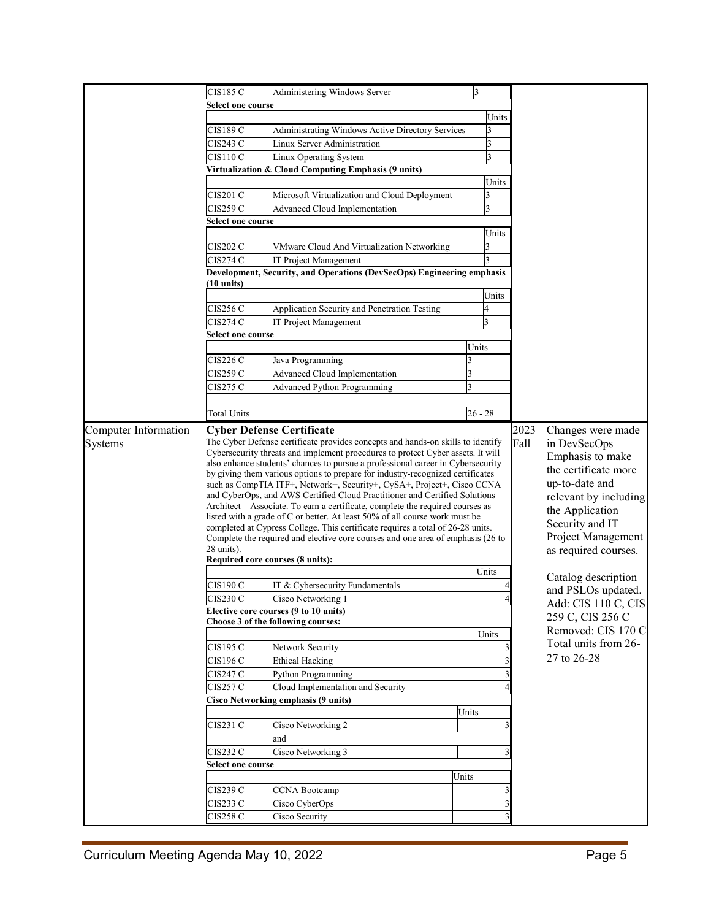| | | | | |
|---|---|---|---|---|
| | CIS185 C — Administering Windows Server — 3<br><br>**Select one course**<br><br>CIS189 C — Administrating Windows Active Directory Services — 3<br>CIS243 C — Linux Server Administration — 3<br>CIS110 C — Linux Operating System — 3<br><br>**Virtualization & Cloud Computing Emphasis (9 units)**<br><br>CIS201 C — Microsoft Virtualization and Cloud Deployment — 3<br>CIS259 C — Advanced Cloud Implementation — 3<br><br>**Select one course**<br><br>CIS202 C — VMware Cloud And Virtualization Networking — 3<br>CIS274 C — IT Project Management — 3<br><br>**Development, Security, and Operations (DevSecOps) Engineering emphasis (10 units)**<br><br>CIS256 C — Application Security and Penetration Testing — 4<br>CIS274 C — IT Project Management — 3<br><br>**Select one course**<br><br>CIS226 C — Java Programming — 3<br>CIS259 C — Advanced Cloud Implementation — 3<br>CIS275 C — Advanced Python Programming — 3<br><br>Total Units — 26 - 28 | | |
| Computer Information Systems | **Cyber Defense Certificate**<br>The Cyber Defense certificate provides concepts and hands-on skills to identify Cybersecurity threats and implement procedures to protect Cyber assets. It will also enhance students' chances to pursue a professional career in Cybersecurity by giving them various options to prepare for industry-recognized certificates such as CompTIA ITF+, Network+, Security+, CySA+, Project+, Cisco CCNA and CyberOps, and AWS Certified Cloud Practitioner and Certified Solutions Architect – Associate. To earn a certificate, complete the required courses as listed with a grade of C or better. At least 50% of all course work must be completed at Cypress College. This certificate requires a total of 26-28 units. Complete the required and elective core courses and one area of emphasis (26 to 28 units).<br><br>**Required core courses (8 units):**<br><br>CIS190 C — IT & Cybersecurity Fundamentals — 4<br>CIS230 C — Cisco Networking 1 — 4<br><br>**Elective core courses (9 to 10 units)**<br>**Choose 3 of the following courses:**<br><br>CIS195 C — Network Security — 3<br>CIS196 C — Ethical Hacking — 3<br>CIS247 C — Python Programming — 3<br>CIS257 C — Cloud Implementation and Security — 4<br><br>**Cisco Networking emphasis (9 units)**<br><br>CIS231 C — Cisco Networking 2 — 3<br>and<br>CIS232 C — Cisco Networking 3 — 3<br><br>**Select one course**<br><br>CIS239 C — CCNA Bootcamp — 3<br>CIS233 C — Cisco CyberOps — 3<br>CIS258 C — Cisco Security — 3 | 2023 Fall | Changes were made in DevSecOps Emphasis to make the certificate more up-to-date and relevant by including the Application Security and IT Project Management as required courses.<br><br>Catalog description and PSLOs updated.<br>Add: CIS 110 C, CIS 259 C, CIS 256 C<br>Removed: CIS 170 C<br>Total units from 26-27 to 26-28 |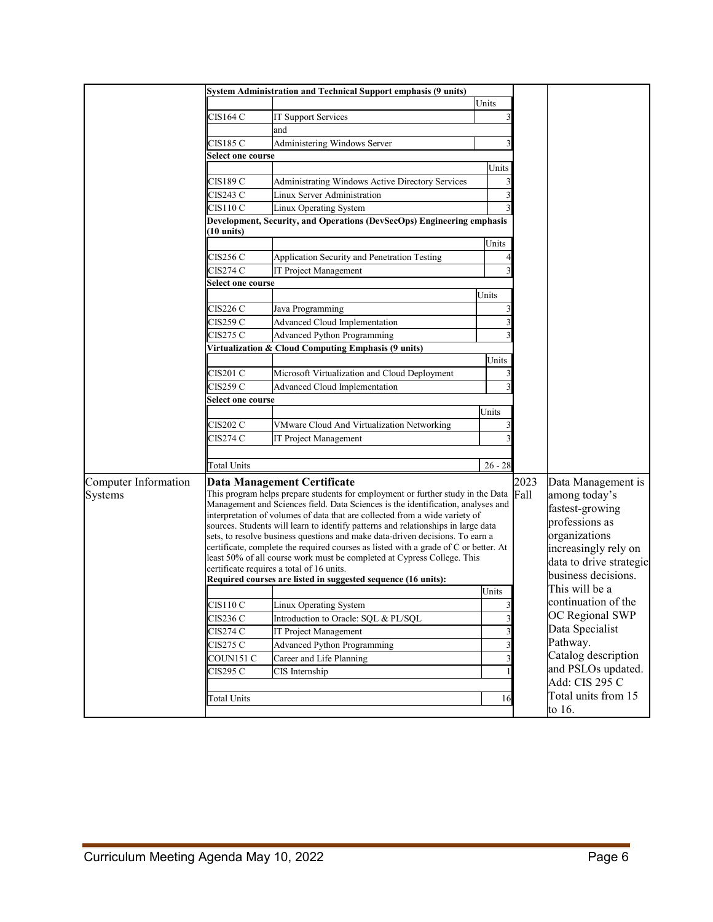| | | | |
|---|---|---|---|
| | **System Administration and Technical Support emphasis (9 units)**<br><br>\| \| \| Units \|<br>CIS164 C — IT Support Services — 3<br>and<br>CIS185 C — Administering Windows Server — 3<br>**Select one course**<br>CIS189 C — Administrating Windows Active Directory Services — 3<br>CIS243 C — Linux Server Administration — 3<br>CIS110 C — Linux Operating System — 3<br><br>**Development, Security, and Operations (DevSecOps) Engineering emphasis (10 units)**<br><br>CIS256 C — Application Security and Penetration Testing — 4<br>CIS274 C — IT Project Management — 3<br>**Select one course**<br>CIS226 C — Java Programming — 3<br>CIS259 C — Advanced Cloud Implementation — 3<br>CIS275 C — Advanced Python Programming — 3<br><br>**Virtualization & Cloud Computing Emphasis (9 units)**<br><br>CIS201 C — Microsoft Virtualization and Cloud Deployment — 3<br>CIS259 C — Advanced Cloud Implementation — 3<br>**Select one course**<br>CIS202 C — VMware Cloud And Virtualization Networking — 3<br>CIS274 C — IT Project Management — 3<br><br>Total Units — 26 - 28 | | |
| Computer Information Systems | **Data Management Certificate**<br>This program helps prepare students for employment or further study in the Data Management and Sciences field. Data Sciences is the identification, analyses and interpretation of volumes of data that are collected from a wide variety of sources. Students will learn to identify patterns and relationships in large data sets, to resolve business questions and make data-driven decisions. To earn a certificate, complete the required courses as listed with a grade of C or better. At least 50% of all course work must be completed at Cypress College. This certificate requires a total of 16 units.<br>**Required courses are listed in suggested sequence (16 units):**<br><br>CIS110 C — Linux Operating System — 3<br>CIS236 C — Introduction to Oracle: SQL & PL/SQL — 3<br>CIS274 C — IT Project Management — 3<br>CIS275 C — Advanced Python Programming — 3<br>COUN151 C — Career and Life Planning — 3<br>CIS295 C — CIS Internship — 1<br><br>Total Units — 16 | 2023 Fall | Data Management is among today's fastest-growing professions as organizations increasingly rely on data to drive strategic business decisions. This will be a continuation of the OC Regional SWP Data Specialist Pathway. Catalog description and PSLOs updated. Add: CIS 295 C Total units from 15 to 16. |